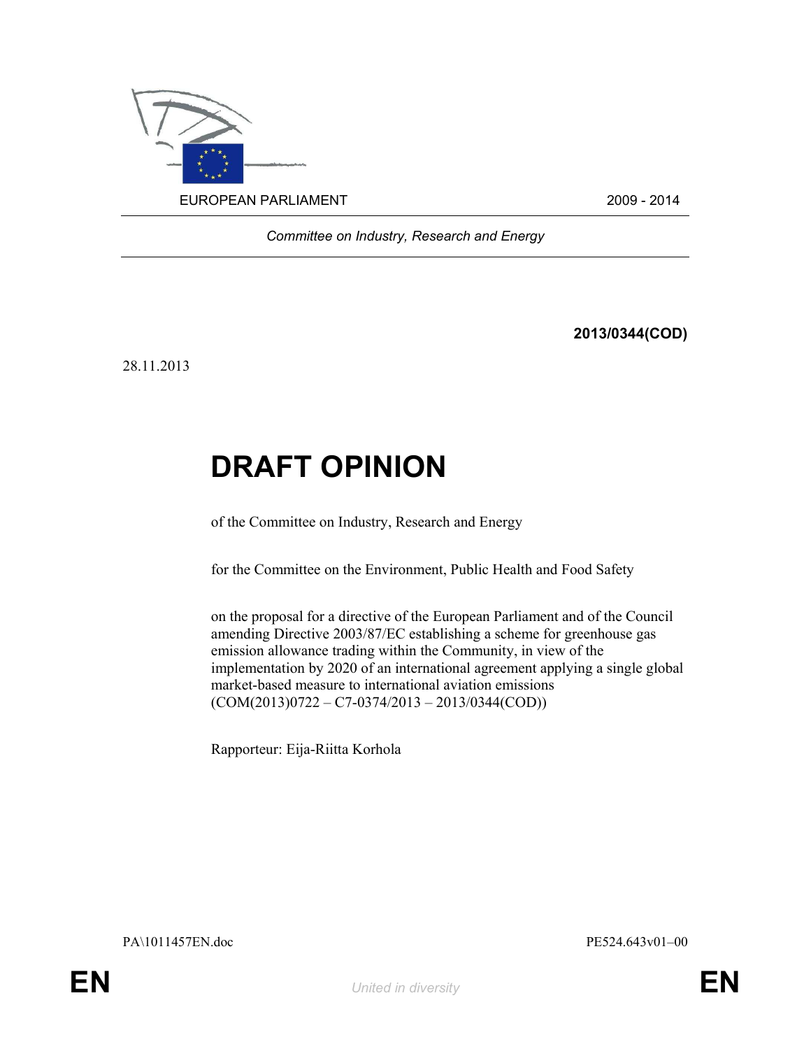EUROPEAN PARLIAMENT 2009 - 2014

*Committee on Industry, Research and Energy*

**2013/0344(COD)**

28.11.2013

# DRAFT OPINION

of the Committee on Industry, Research and Energy

for the Committee on the Environment, Public Health and Food Safety

on the proposal for a directive of the European Parliament and of the Council amending Directive 2003/87/EC establishing a scheme for greenhouse gas emission allowance trading within the Community, in view of the implementation by 2020 of an international agreement applying a single global market-based measure to international aviation emissions (COM(2013)0722 – C7-0374/2013 – 2013/0344(COD))

Rapporteur: Eija-Riitta Korhola

PA\1011457EN.doc PE524.643v01–00

EN *United in diversity* EN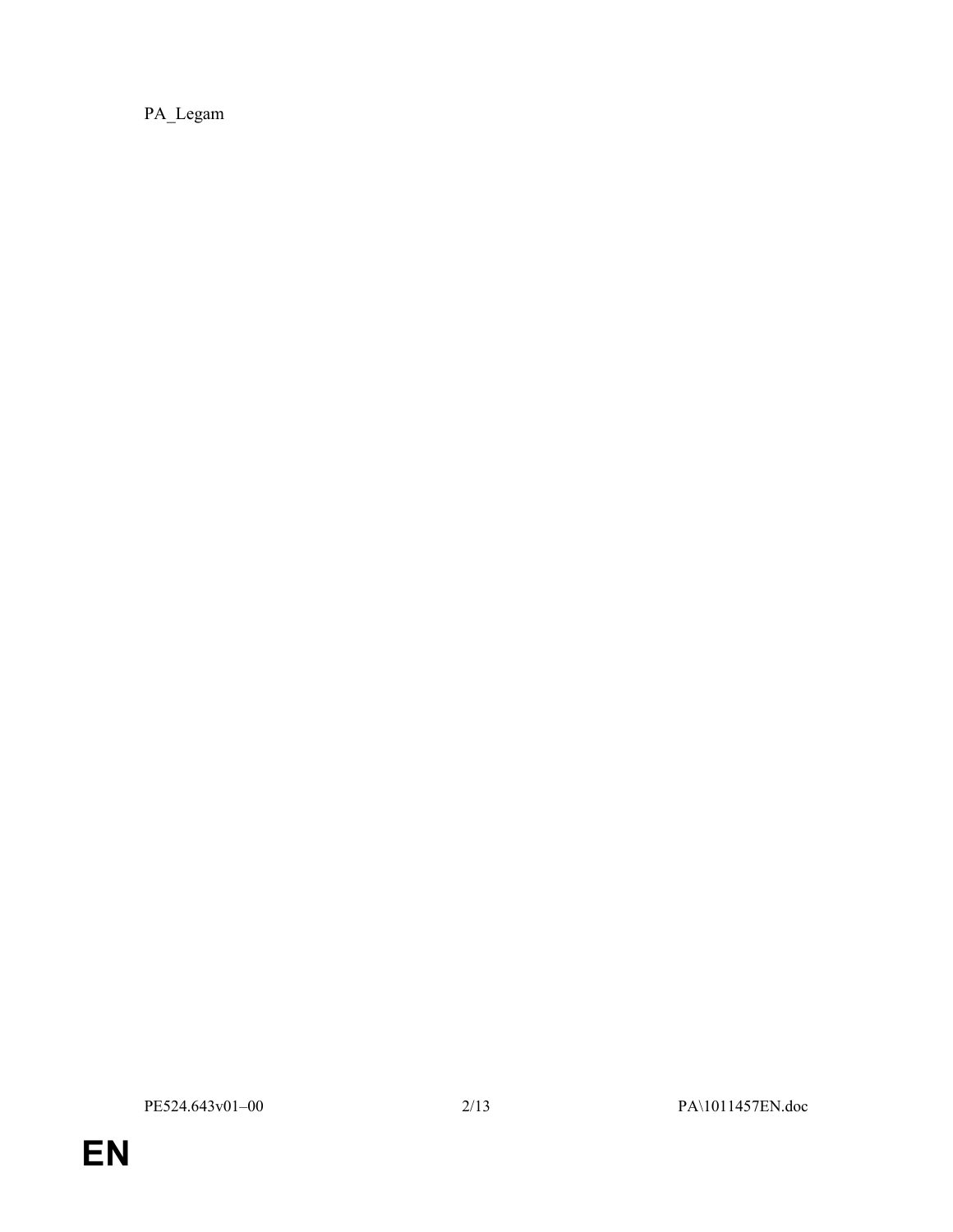PA_Legam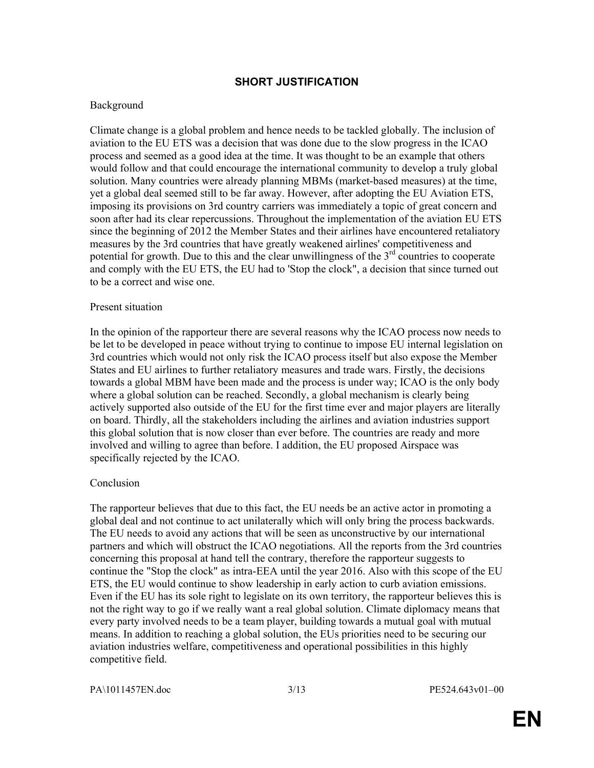## SHORT JUSTIFICATION

Background

Climate change is a global problem and hence needs to be tackled globally. The inclusion of aviation to the EU ETS was a decision that was done due to the slow progress in the ICAO process and seemed as a good idea at the time. It was thought to be an example that others would follow and that could encourage the international community to develop a truly global solution. Many countries were already planning MBMs (market-based measures) at the time, yet a global deal seemed still to be far away. However, after adopting the EU Aviation ETS, imposing its provisions on 3rd country carriers was immediately a topic of great concern and soon after had its clear repercussions. Throughout the implementation of the aviation EU ETS since the beginning of 2012 the Member States and their airlines have encountered retaliatory measures by the 3rd countries that have greatly weakened airlines' competitiveness and potential for growth. Due to this and the clear unwillingness of the 3rd countries to cooperate and comply with the EU ETS, the EU had to 'Stop the clock", a decision that since turned out to be a correct and wise one.

Present situation

In the opinion of the rapporteur there are several reasons why the ICAO process now needs to be let to be developed in peace without trying to continue to impose EU internal legislation on 3rd countries which would not only risk the ICAO process itself but also expose the Member States and EU airlines to further retaliatory measures and trade wars. Firstly, the decisions towards a global MBM have been made and the process is under way; ICAO is the only body where a global solution can be reached. Secondly, a global mechanism is clearly being actively supported also outside of the EU for the first time ever and major players are literally on board. Thirdly, all the stakeholders including the airlines and aviation industries support this global solution that is now closer than ever before. The countries are ready and more involved and willing to agree than before. I addition, the EU proposed Airspace was specifically rejected by the ICAO.

Conclusion

The rapporteur believes that due to this fact, the EU needs be an active actor in promoting a global deal and not continue to act unilaterally which will only bring the process backwards. The EU needs to avoid any actions that will be seen as unconstructive by our international partners and which will obstruct the ICAO negotiations. All the reports from the 3rd countries concerning this proposal at hand tell the contrary, therefore the rapporteur suggests to continue the "Stop the clock" as intra-EEA until the year 2016. Also with this scope of the EU ETS, the EU would continue to show leadership in early action to curb aviation emissions. Even if the EU has its sole right to legislate on its own territory, the rapporteur believes this is not the right way to go if we really want a real global solution. Climate diplomacy means that every party involved needs to be a team player, building towards a mutual goal with mutual means. In addition to reaching a global solution, the EUs priorities need to be securing our aviation industries welfare, competitiveness and operational possibilities in this highly competitive field.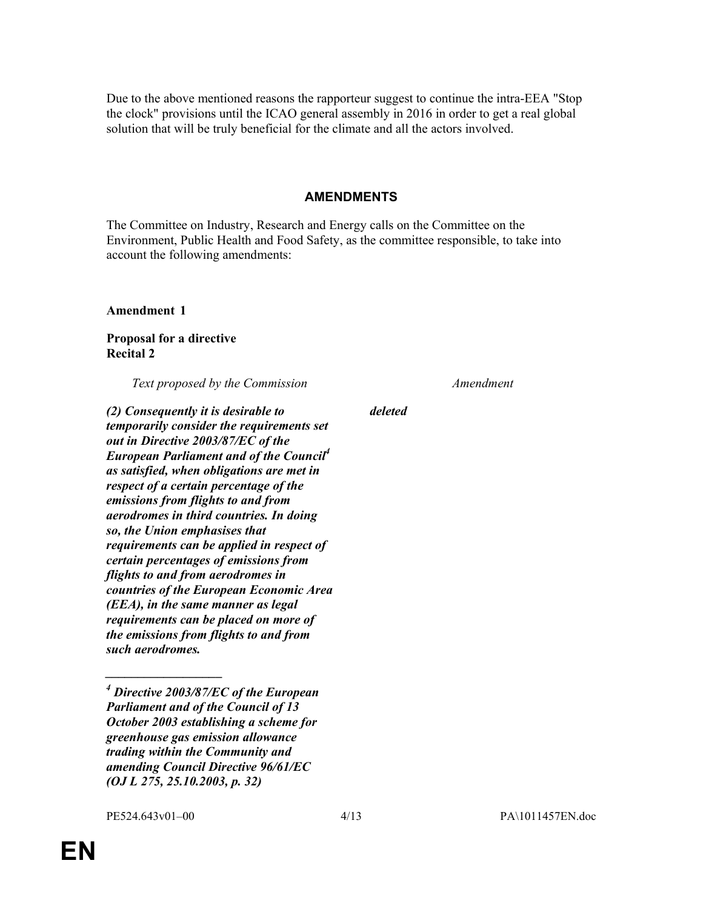Due to the above mentioned reasons the rapporteur suggest to continue the intra-EEA "Stop the clock" provisions until the ICAO general assembly in 2016 in order to get a real global solution that will be truly beneficial for the climate and all the actors involved.

## AMENDMENTS

The Committee on Industry, Research and Energy calls on the Committee on the Environment, Public Health and Food Safety, as the committee responsible, to take into account the following amendments:

**Amendment 1**

**Proposal for a directive**
**Recital 2**

| *Text proposed by the Commission* | *Amendment* |
| --- | --- |
| ***(2) Consequently it is desirable to temporarily consider the requirements set out in Directive 2003/87/EC of the European Parliament and of the Council[4] as satisfied, when obligations are met in respect of a certain percentage of the emissions from flights to and from aerodromes in third countries. In doing so, the Union emphasises that requirements can be applied in respect of certain percentages of emissions from flights to and from aerodromes in countries of the European Economic Area (EEA), in the same manner as legal requirements can be placed on more of the emissions from flights to and from such aerodromes.*** | ***deleted*** |

___

[4] ***Directive 2003/87/EC of the European Parliament and of the Council of 13 October 2003 establishing a scheme for greenhouse gas emission allowance trading within the Community and amending Council Directive 96/61/EC (OJ L 275, 25.10.2003, p. 32)***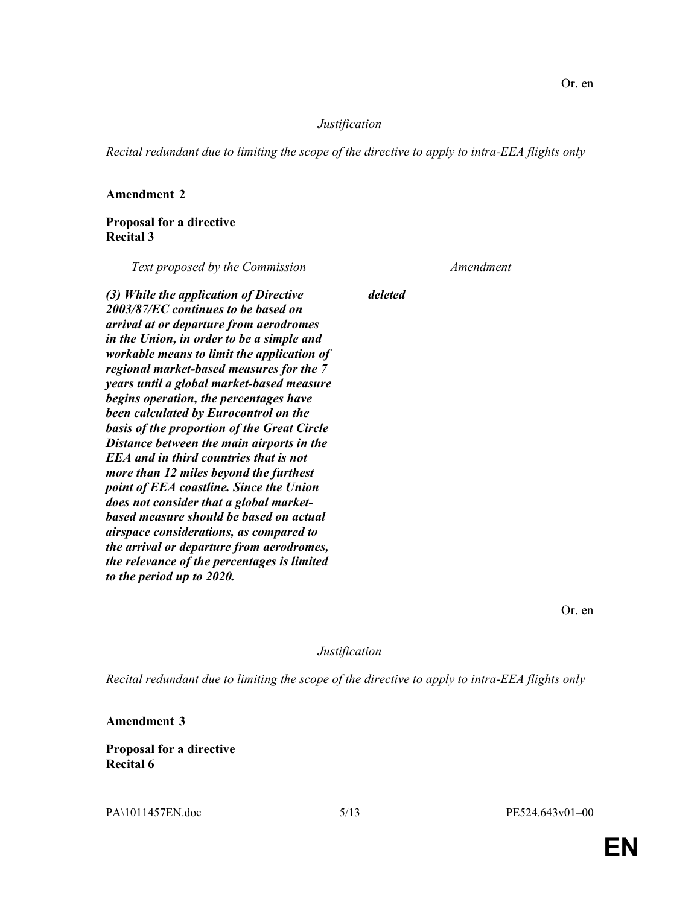Or. en

*Justification*

*Recital redundant due to limiting the scope of the directive to apply to intra-EEA flights only*

**Amendment 2**

**Proposal for a directive**
**Recital 3**

| *Text proposed by the Commission* | *Amendment* |
| --- | --- |
| ***(3) While the application of Directive 2003/87/EC continues to be based on arrival at or departure from aerodromes in the Union, in order to be a simple and workable means to limit the application of regional market-based measures for the 7 years until a global market-based measure begins operation, the percentages have been calculated by Eurocontrol on the basis of the proportion of the Great Circle Distance between the main airports in the EEA and in third countries that is not more than 12 miles beyond the furthest point of EEA coastline. Since the Union does not consider that a global market-based measure should be based on actual airspace considerations, as compared to the arrival or departure from aerodromes, the relevance of the percentages is limited to the period up to 2020.*** | ***deleted*** |

Or. en

*Justification*

*Recital redundant due to limiting the scope of the directive to apply to intra-EEA flights only*

**Amendment 3**

**Proposal for a directive**
**Recital 6**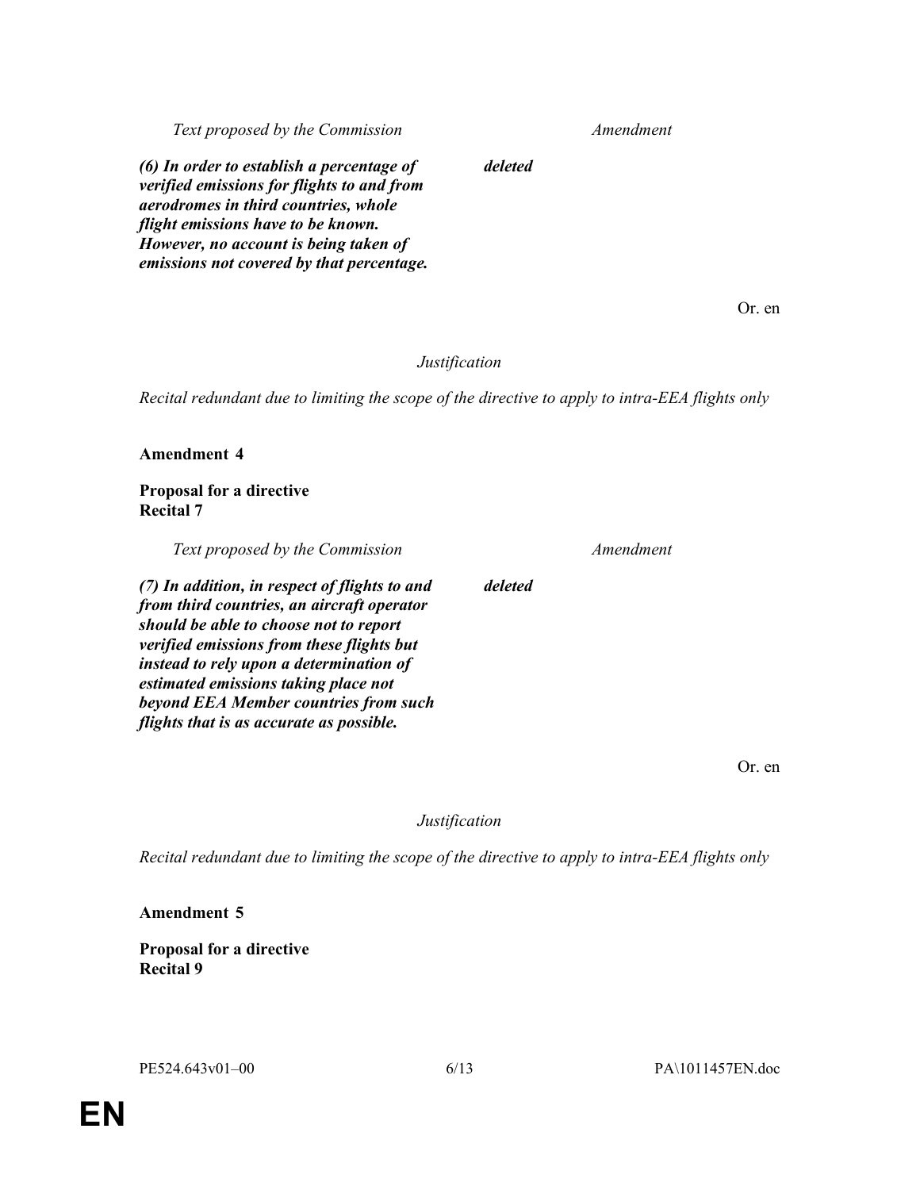| Text proposed by the Commission | Amendment |
|---|---|
| ***(6) In order to establish a percentage of verified emissions for flights to and from aerodromes in third countries, whole flight emissions have to be known. However, no account is being taken of emissions not covered by that percentage.*** | ***deleted*** |

Or. en

*Justification*

*Recital redundant due to limiting the scope of the directive to apply to intra-EEA flights only*

**Amendment 4**

**Proposal for a directive**
**Recital 7**

| Text proposed by the Commission | Amendment |
|---|---|
| ***(7) In addition, in respect of flights to and from third countries, an aircraft operator should be able to choose not to report verified emissions from these flights but instead to rely upon a determination of estimated emissions taking place not beyond EEA Member countries from such flights that is as accurate as possible.*** | ***deleted*** |

Or. en

*Justification*

*Recital redundant due to limiting the scope of the directive to apply to intra-EEA flights only*

**Amendment 5**

**Proposal for a directive**
**Recital 9**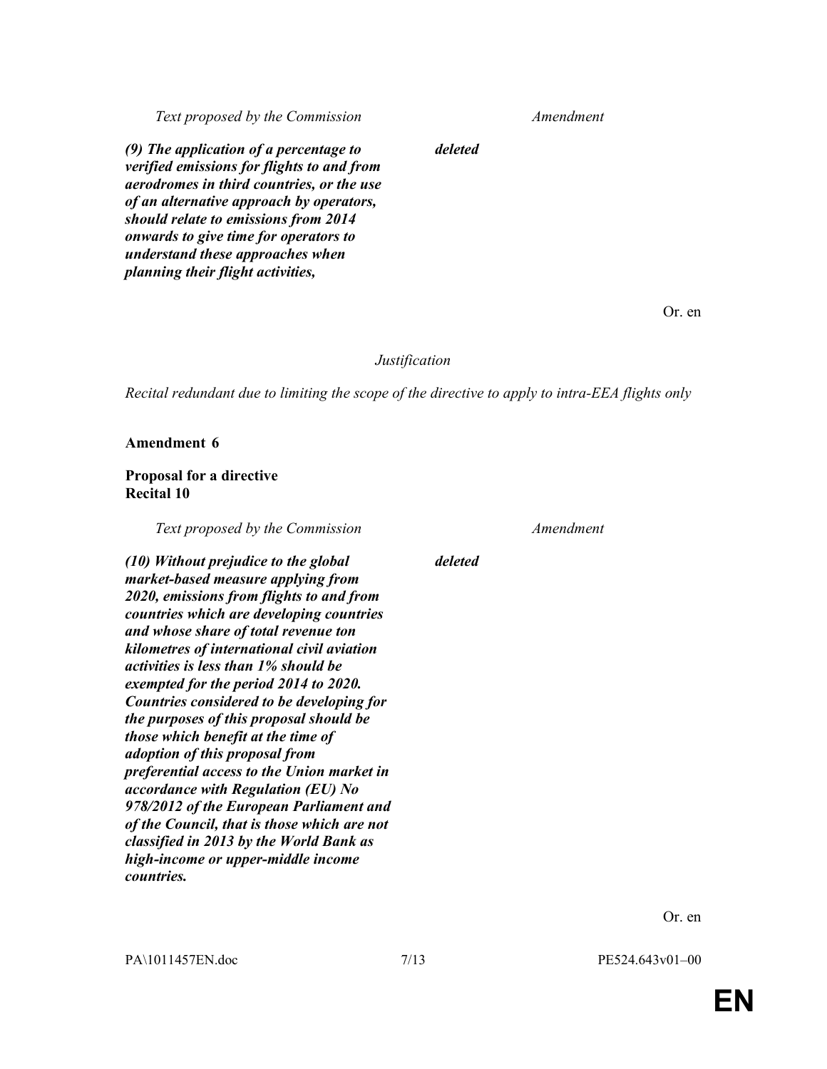| *Text proposed by the Commission* | *Amendment* |
|---|---|
| ***(9) The application of a percentage to verified emissions for flights to and from aerodromes in third countries, or the use of an alternative approach by operators, should relate to emissions from 2014 onwards to give time for operators to understand these approaches when planning their flight activities,*** | ***deleted*** |

Or. en

*Justification*

*Recital redundant due to limiting the scope of the directive to apply to intra-EEA flights only*

**Amendment 6**

**Proposal for a directive**
**Recital 10**

| *Text proposed by the Commission* | *Amendment* |
|---|---|
| ***(10) Without prejudice to the global market-based measure applying from 2020, emissions from flights to and from countries which are developing countries and whose share of total revenue ton kilometres of international civil aviation activities is less than 1% should be exempted for the period 2014 to 2020. Countries considered to be developing for the purposes of this proposal should be those which benefit at the time of adoption of this proposal from preferential access to the Union market in accordance with Regulation (EU) No 978/2012 of the European Parliament and of the Council, that is those which are not classified in 2013 by the World Bank as high-income or upper-middle income countries.*** | ***deleted*** |

Or. en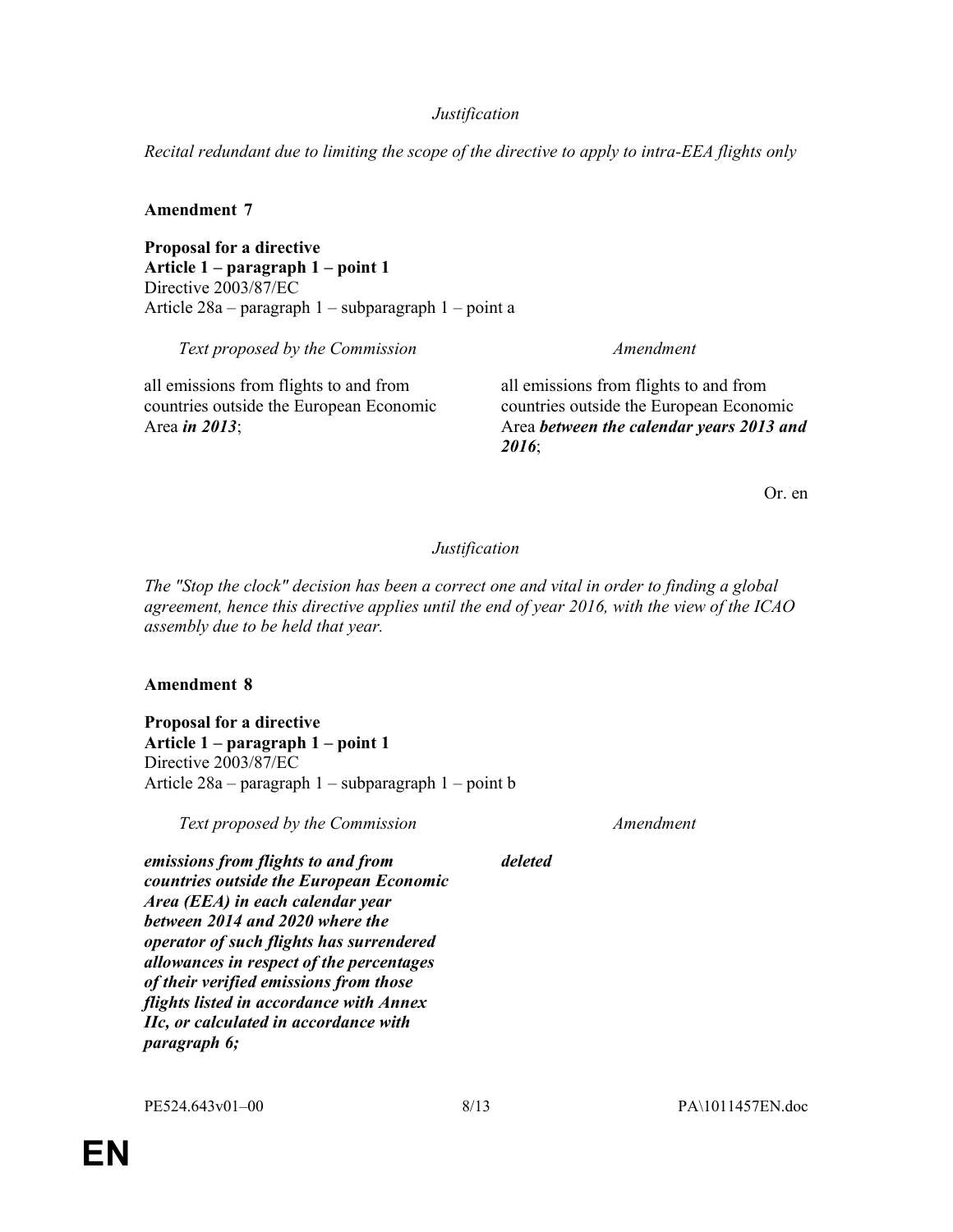*Justification*

*Recital redundant due to limiting the scope of the directive to apply to intra-EEA flights only*

**Amendment 7**

**Proposal for a directive**
**Article 1 – paragraph 1 – point 1**
Directive 2003/87/EC
Article 28a – paragraph 1 – subparagraph 1 – point a

| *Text proposed by the Commission* | *Amendment* |
| --- | --- |
| all emissions from flights to and from countries outside the European Economic Area ***in 2013***; | all emissions from flights to and from countries outside the European Economic Area ***between the calendar years 2013 and 2016***; |

Or. en

*Justification*

*The "Stop the clock" decision has been a correct one and vital in order to finding a global agreement, hence this directive applies until the end of year 2016, with the view of the ICAO assembly due to be held that year.*

**Amendment 8**

**Proposal for a directive**
**Article 1 – paragraph 1 – point 1**
Directive 2003/87/EC
Article 28a – paragraph 1 – subparagraph 1 – point b

| *Text proposed by the Commission* | *Amendment* |
| --- | --- |
| ***emissions from flights to and from countries outside the European Economic Area (EEA) in each calendar year between 2014 and 2020 where the operator of such flights has surrendered allowances in respect of the percentages of their verified emissions from those flights listed in accordance with Annex IIc, or calculated in accordance with paragraph 6;*** | ***deleted*** |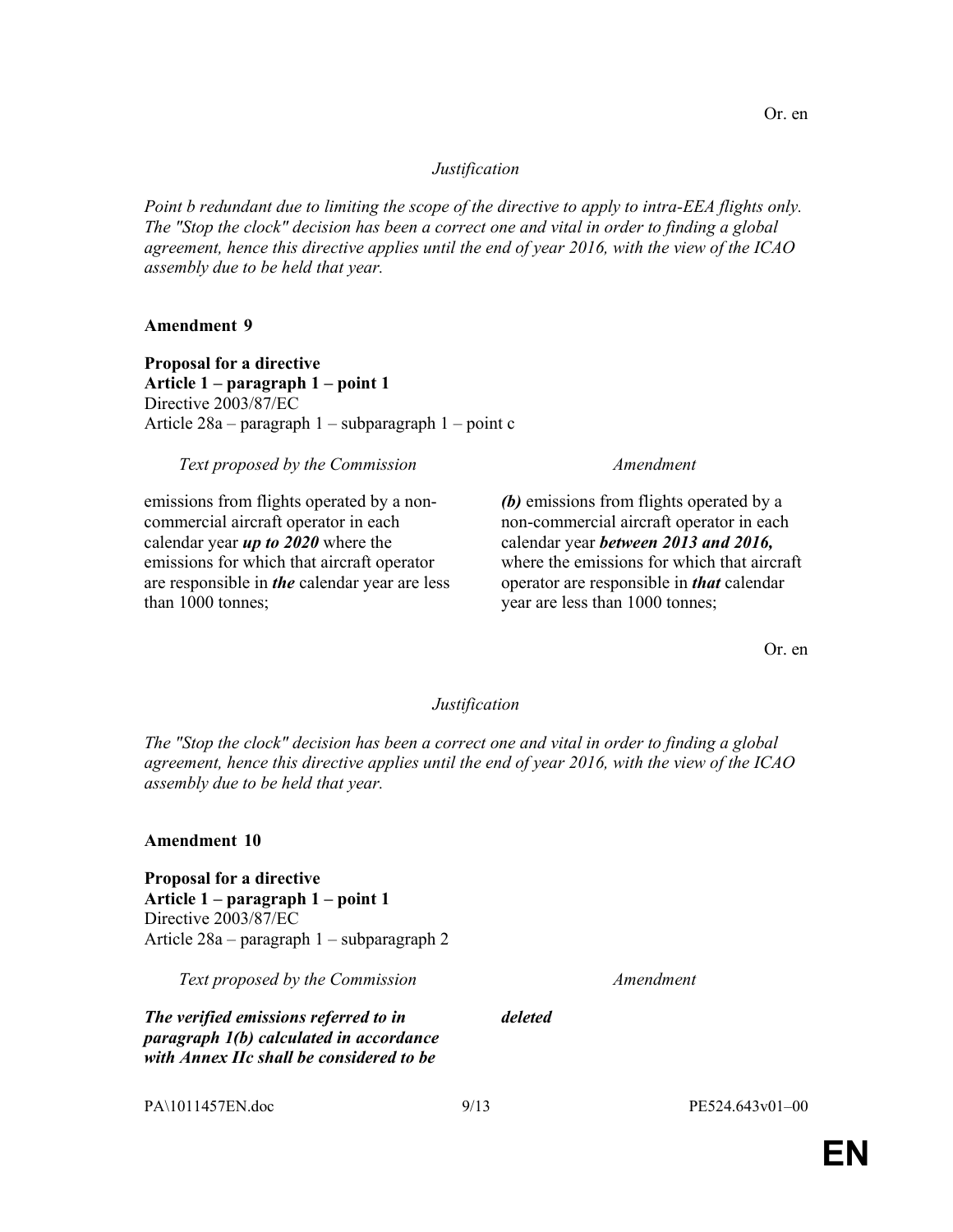Or. en

*Justification*

*Point b redundant due to limiting the scope of the directive to apply to intra-EEA flights only. The "Stop the clock" decision has been a correct one and vital in order to finding a global agreement, hence this directive applies until the end of year 2016, with the view of the ICAO assembly due to be held that year.*

**Amendment 9**

**Proposal for a directive**
**Article 1 – paragraph 1 – point 1**
Directive 2003/87/EC
Article 28a – paragraph 1 – subparagraph 1 – point c

| *Text proposed by the Commission* | *Amendment* |
|---|---|
| emissions from flights operated by a non-commercial aircraft operator in each calendar year ***up to 2020*** where the emissions for which that aircraft operator are responsible in ***the*** calendar year are less than 1000 tonnes; | ***(b)*** emissions from flights operated by a non-commercial aircraft operator in each calendar year ***between 2013 and 2016,*** where the emissions for which that aircraft operator are responsible in ***that*** calendar year are less than 1000 tonnes; |

Or. en

*Justification*

*The "Stop the clock" decision has been a correct one and vital in order to finding a global agreement, hence this directive applies until the end of year 2016, with the view of the ICAO assembly due to be held that year.*

**Amendment 10**

**Proposal for a directive**
**Article 1 – paragraph 1 – point 1**
Directive 2003/87/EC
Article 28a – paragraph 1 – subparagraph 2

| *Text proposed by the Commission* | *Amendment* |
|---|---|
| ***The verified emissions referred to in paragraph 1(b) calculated in accordance with Annex IIc shall be considered to be*** | ***deleted*** |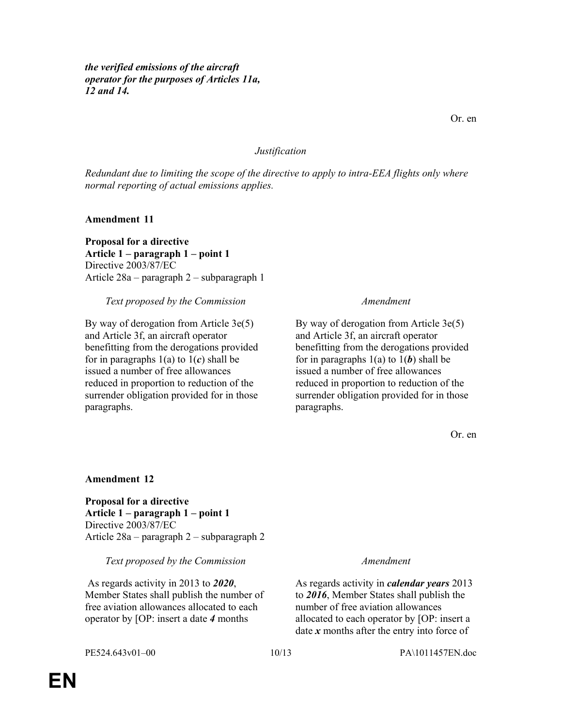***the verified emissions of the aircraft operator for the purposes of Articles 11a, 12 and 14.***

Or. en

*Justification*

*Redundant due to limiting the scope of the directive to apply to intra-EEA flights only where normal reporting of actual emissions applies.*

**Amendment 11**

**Proposal for a directive**
**Article 1 – paragraph 1 – point 1**
Directive 2003/87/EC
Article 28a – paragraph 2 – subparagraph 1

| *Text proposed by the Commission* | *Amendment* |
| --- | --- |
| By way of derogation from Article 3e(5) and Article 3f, an aircraft operator benefitting from the derogations provided for in paragraphs 1(a) to 1(***c***) shall be issued a number of free allowances reduced in proportion to reduction of the surrender obligation provided for in those paragraphs. | By way of derogation from Article 3e(5) and Article 3f, an aircraft operator benefitting from the derogations provided for in paragraphs 1(a) to 1(***b***) shall be issued a number of free allowances reduced in proportion to reduction of the surrender obligation provided for in those paragraphs. |

Or. en

**Amendment 12**

**Proposal for a directive**
**Article 1 – paragraph 1 – point 1**
Directive 2003/87/EC
Article 28a – paragraph 2 – subparagraph 2

| *Text proposed by the Commission* | *Amendment* |
| --- | --- |
| As regards activity in 2013 to ***2020***, Member States shall publish the number of free aviation allowances allocated to each operator by [OP: insert a date ***4*** months | As regards activity in ***calendar years*** 2013 to ***2016***, Member States shall publish the number of free aviation allowances allocated to each operator by [OP: insert a date ***x*** months after the entry into force of |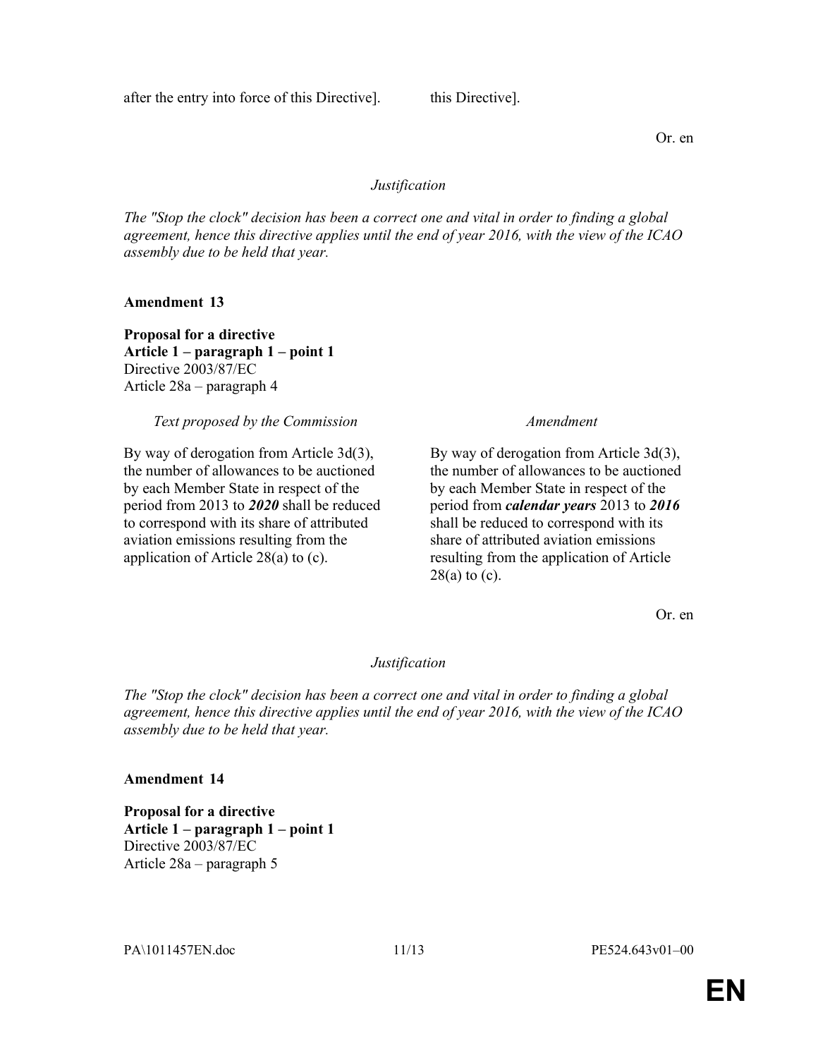| | |
|---|---|
| after the entry into force of this Directive]. | this Directive]. |

Or. en

*Justification*

*The "Stop the clock" decision has been a correct one and vital in order to finding a global agreement, hence this directive applies until the end of year 2016, with the view of the ICAO assembly due to be held that year.*

**Amendment 13**

**Proposal for a directive**
**Article 1 – paragraph 1 – point 1**
Directive 2003/87/EC
Article 28a – paragraph 4

| *Text proposed by the Commission* | *Amendment* |
|---|---|
| By way of derogation from Article 3d(3), the number of allowances to be auctioned by each Member State in respect of the period from 2013 to ***2020*** shall be reduced to correspond with its share of attributed aviation emissions resulting from the application of Article 28(a) to (c). | By way of derogation from Article 3d(3), the number of allowances to be auctioned by each Member State in respect of the period from ***calendar years*** 2013 to ***2016*** shall be reduced to correspond with its share of attributed aviation emissions resulting from the application of Article 28(a) to (c). |

Or. en

*Justification*

*The "Stop the clock" decision has been a correct one and vital in order to finding a global agreement, hence this directive applies until the end of year 2016, with the view of the ICAO assembly due to be held that year.*

**Amendment 14**

**Proposal for a directive**
**Article 1 – paragraph 1 – point 1**
Directive 2003/87/EC
Article 28a – paragraph 5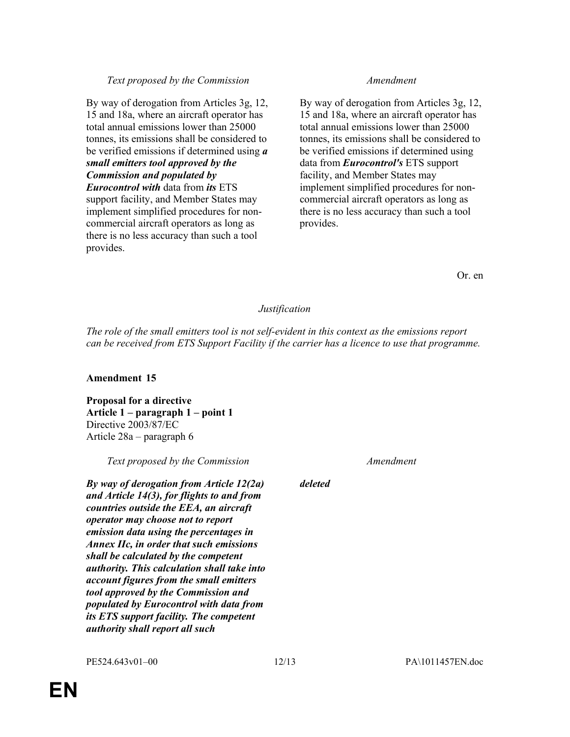| *Text proposed by the Commission* | *Amendment* |
|---|---|
| By way of derogation from Articles 3g, 12, 15 and 18a, where an aircraft operator has total annual emissions lower than 25000 tonnes, its emissions shall be considered to be verified emissions if determined using ***a small emitters tool approved by the Commission and populated by Eurocontrol with*** data from ***its*** ETS support facility, and Member States may implement simplified procedures for non-commercial aircraft operators as long as there is no less accuracy than such a tool provides. | By way of derogation from Articles 3g, 12, 15 and 18a, where an aircraft operator has total annual emissions lower than 25000 tonnes, its emissions shall be considered to be verified emissions if determined using data from ***Eurocontrol's*** ETS support facility, and Member States may implement simplified procedures for non-commercial aircraft operators as long as there is no less accuracy than such a tool provides. |

Or. en

*Justification*

*The role of the small emitters tool is not self-evident in this context as the emissions report can be received from ETS Support Facility if the carrier has a licence to use that programme.*

**Amendment 15**

**Proposal for a directive**
**Article 1 – paragraph 1 – point 1**
Directive 2003/87/EC
Article 28a – paragraph 6

| *Text proposed by the Commission* | *Amendment* |
|---|---|
| ***By way of derogation from Article 12(2a) and Article 14(3), for flights to and from countries outside the EEA, an aircraft operator may choose not to report emission data using the percentages in Annex IIc, in order that such emissions shall be calculated by the competent authority. This calculation shall take into account figures from the small emitters tool approved by the Commission and populated by Eurocontrol with data from its ETS support facility. The competent authority shall report all such*** | ***deleted*** |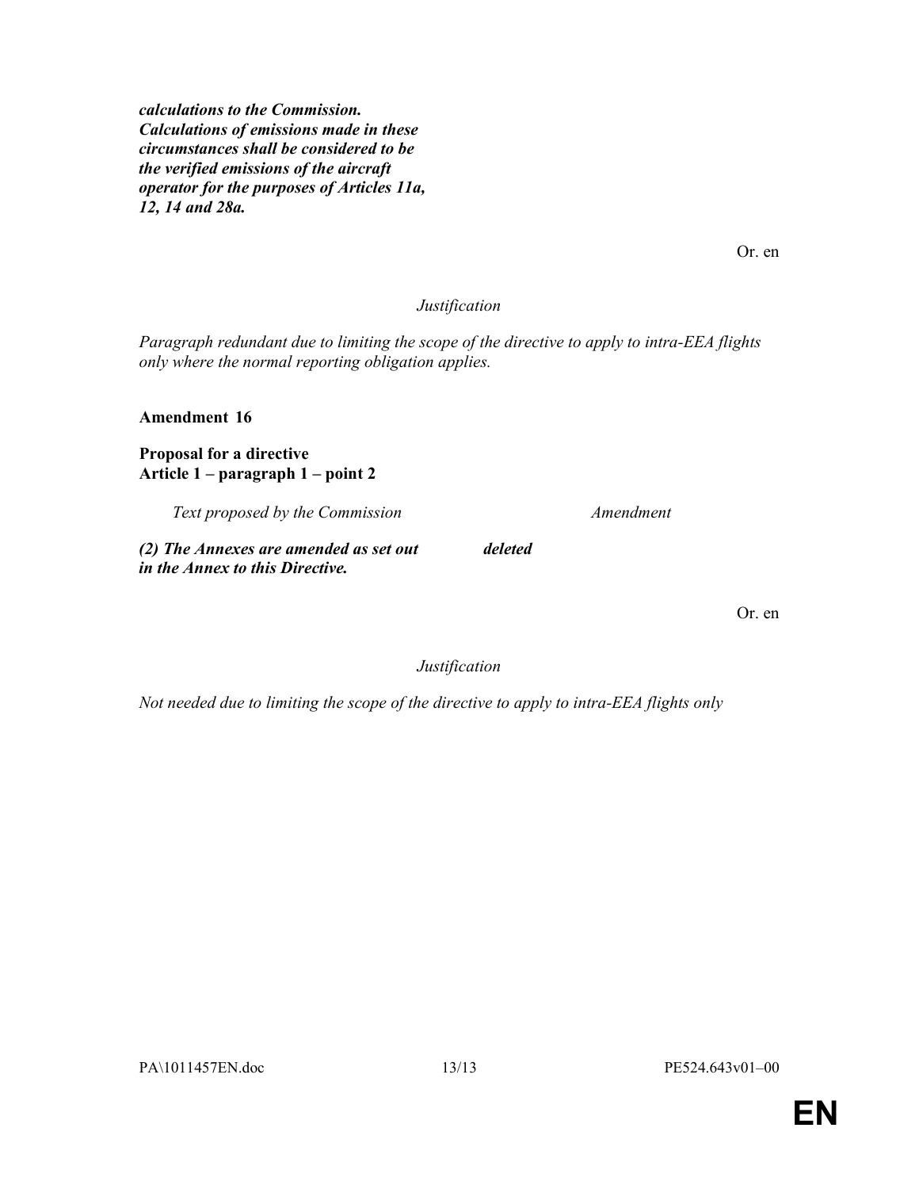***calculations to the Commission. Calculations of emissions made in these circumstances shall be considered to be the verified emissions of the aircraft operator for the purposes of Articles 11a, 12, 14 and 28a.***

Or. en

*Justification*

*Paragraph redundant due to limiting the scope of the directive to apply to intra-EEA flights only where the normal reporting obligation applies.*

**Amendment 16**

**Proposal for a directive**
**Article 1 – paragraph 1 – point 2**

| *Text proposed by the Commission* | *Amendment* |
|---|---|
| ***(2) The Annexes are amended as set out in the Annex to this Directive.*** | ***deleted*** |

Or. en

*Justification*

*Not needed due to limiting the scope of the directive to apply to intra-EEA flights only*